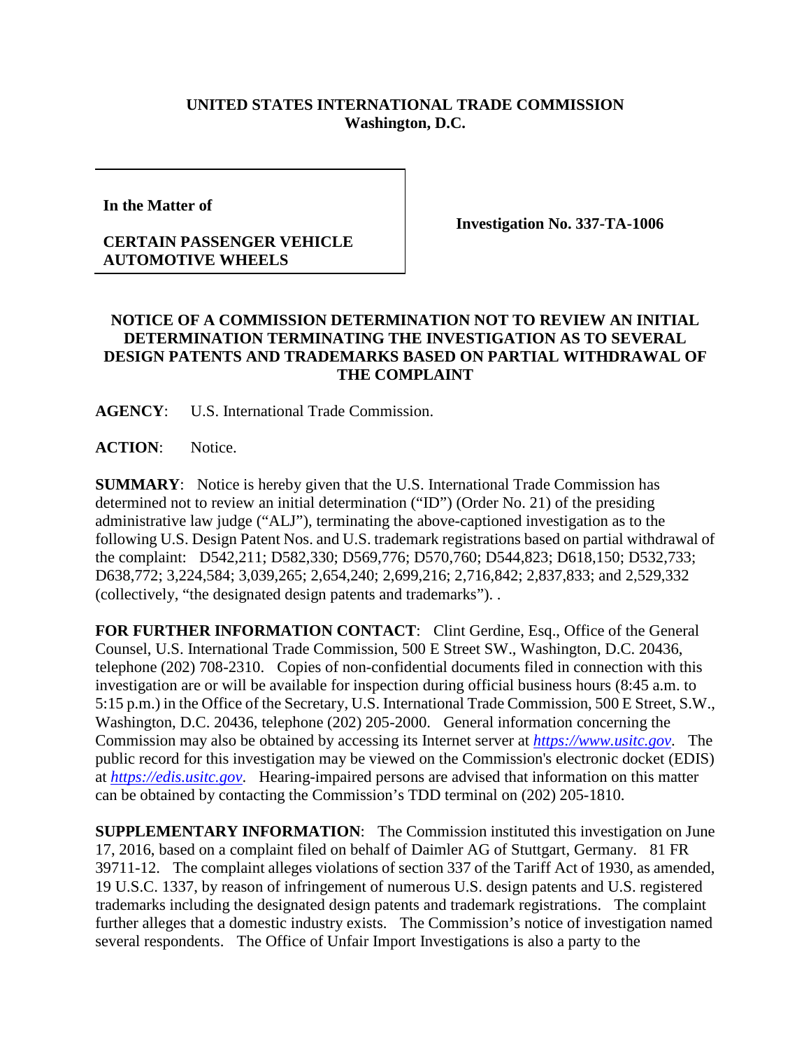**UNITED STATES INTERNATIONAL TRADE COMMISSION**
**Washington, D.C.**

| In the Matter of<br><br>**CERTAIN PASSENGER VEHICLE AUTOMOTIVE WHEELS** | **Investigation No. 337-TA-1006** |
|---|---|

**NOTICE OF A COMMISSION DETERMINATION NOT TO REVIEW AN INITIAL DETERMINATION TERMINATING THE INVESTIGATION AS TO SEVERAL DESIGN PATENTS AND TRADEMARKS BASED ON PARTIAL WITHDRAWAL OF THE COMPLAINT**

**AGENCY**: U.S. International Trade Commission.

**ACTION**: Notice.

**SUMMARY**: Notice is hereby given that the U.S. International Trade Commission has determined not to review an initial determination ("ID") (Order No. 21) of the presiding administrative law judge ("ALJ"), terminating the above-captioned investigation as to the following U.S. Design Patent Nos. and U.S. trademark registrations based on partial withdrawal of the complaint: D542,211; D582,330; D569,776; D570,760; D544,823; D618,150; D532,733; D638,772; 3,224,584; 3,039,265; 2,654,240; 2,699,216; 2,716,842; 2,837,833; and 2,529,332 (collectively, "the designated design patents and trademarks"). .

**FOR FURTHER INFORMATION CONTACT**: Clint Gerdine, Esq., Office of the General Counsel, U.S. International Trade Commission, 500 E Street SW., Washington, D.C. 20436, telephone (202) 708-2310. Copies of non-confidential documents filed in connection with this investigation are or will be available for inspection during official business hours (8:45 a.m. to 5:15 p.m.) in the Office of the Secretary, U.S. International Trade Commission, 500 E Street, S.W., Washington, D.C. 20436, telephone (202) 205-2000. General information concerning the Commission may also be obtained by accessing its Internet server at *https://www.usitc.gov*. The public record for this investigation may be viewed on the Commission's electronic docket (EDIS) at *https://edis.usitc.gov*. Hearing-impaired persons are advised that information on this matter can be obtained by contacting the Commission's TDD terminal on (202) 205-1810.

**SUPPLEMENTARY INFORMATION**: The Commission instituted this investigation on June 17, 2016, based on a complaint filed on behalf of Daimler AG of Stuttgart, Germany. 81 FR 39711-12. The complaint alleges violations of section 337 of the Tariff Act of 1930, as amended, 19 U.S.C. 1337, by reason of infringement of numerous U.S. design patents and U.S. registered trademarks including the designated design patents and trademark registrations. The complaint further alleges that a domestic industry exists. The Commission's notice of investigation named several respondents. The Office of Unfair Import Investigations is also a party to the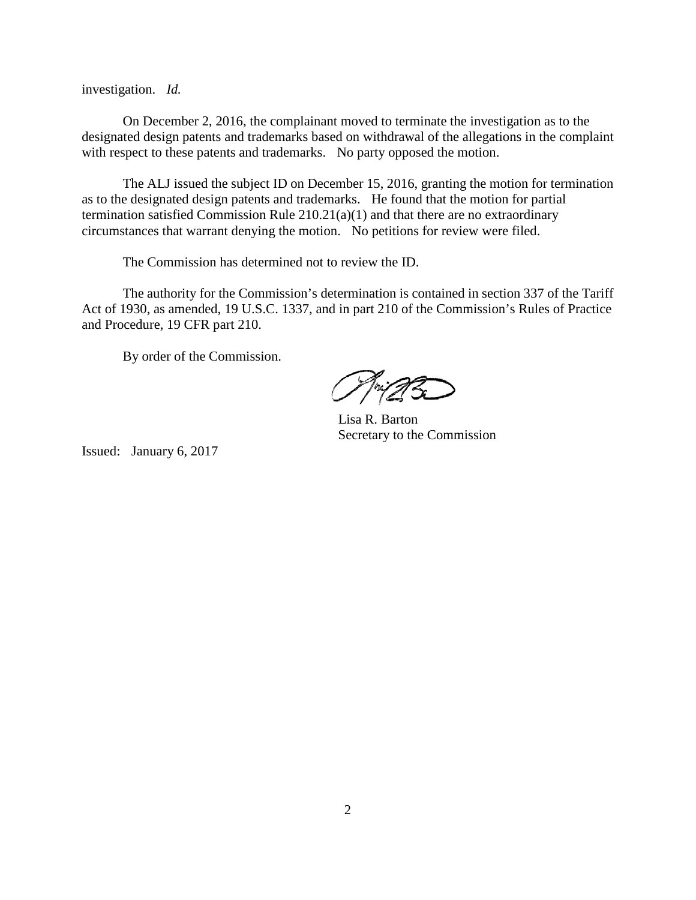investigation. *Id.*

On December 2, 2016, the complainant moved to terminate the investigation as to the designated design patents and trademarks based on withdrawal of the allegations in the complaint with respect to these patents and trademarks. No party opposed the motion.

The ALJ issued the subject ID on December 15, 2016, granting the motion for termination as to the designated design patents and trademarks. He found that the motion for partial termination satisfied Commission Rule 210.21(a)(1) and that there are no extraordinary circumstances that warrant denying the motion. No petitions for review were filed.

The Commission has determined not to review the ID.

The authority for the Commission's determination is contained in section 337 of the Tariff Act of 1930, as amended, 19 U.S.C. 1337, and in part 210 of the Commission's Rules of Practice and Procedure, 19 CFR part 210.

By order of the Commission.

Lisa R. Barton
Secretary to the Commission

Issued: January 6, 2017